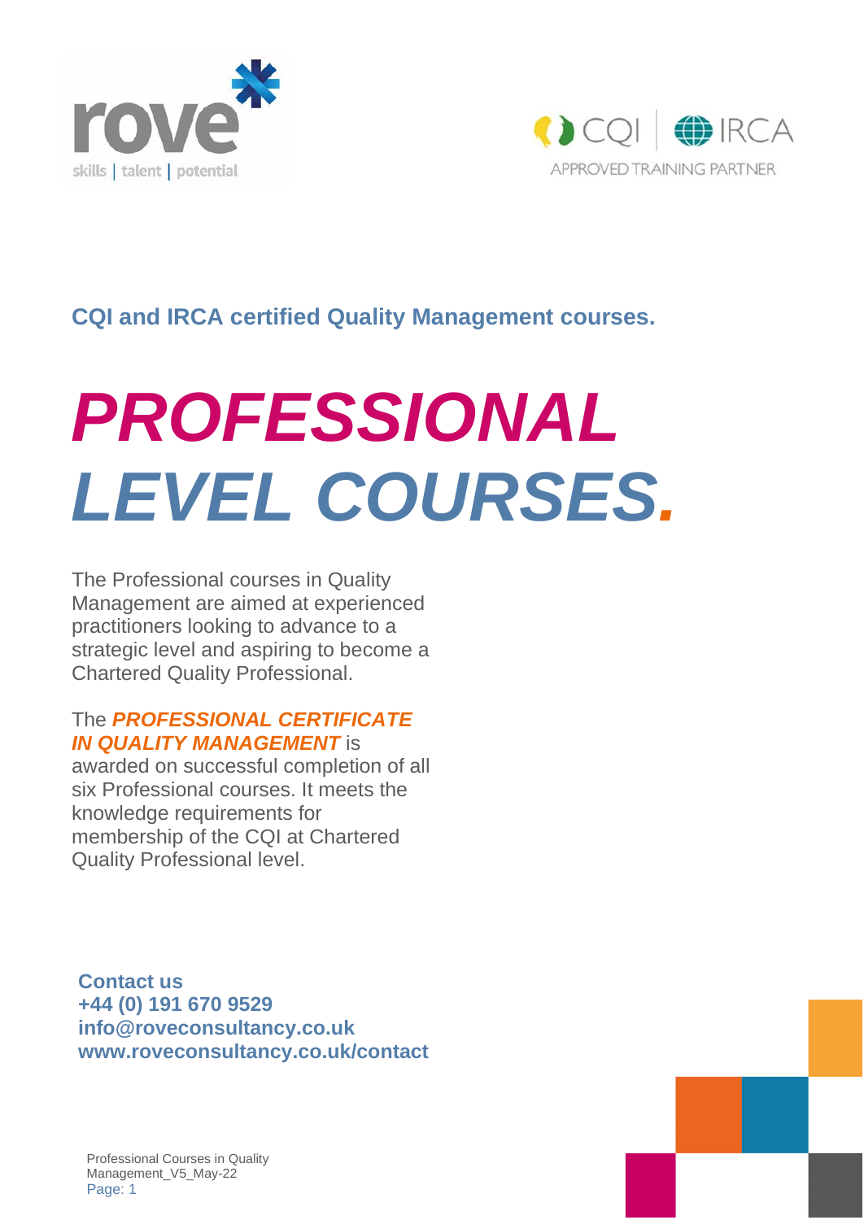**CQI and IRCA certified Quality Management courses.**

# *PROFESSIONAL LEVEL COURSES.*

The Professional courses in Quality Management are aimed at experienced practitioners looking to advance to a strategic level and aspiring to become a Chartered Quality Professional.

The ***PROFESSIONAL CERTIFICATE IN QUALITY MANAGEMENT*** is awarded on successful completion of all six Professional courses. It meets the knowledge requirements for membership of the CQI at Chartered Quality Professional level.

**Contact us**
**+44 (0) 191 670 9529**
**info@roveconsultancy.co.uk**
**www.roveconsultancy.co.uk/contact**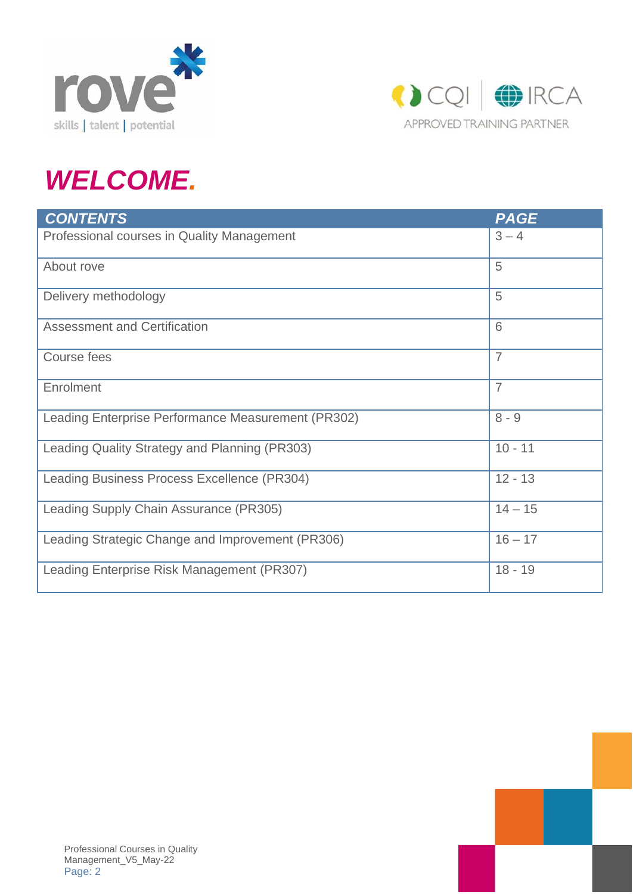# *WELCOME.*

| ***CONTENTS*** | ***PAGE*** |
|---|---|
| Professional courses in Quality Management | 3 – 4 |
| About rove | 5 |
| Delivery methodology | 5 |
| Assessment and Certification | 6 |
| Course fees | 7 |
| Enrolment | 7 |
| Leading Enterprise Performance Measurement (PR302) | 8 - 9 |
| Leading Quality Strategy and Planning (PR303) | 10 - 11 |
| Leading Business Process Excellence (PR304) | 12 - 13 |
| Leading Supply Chain Assurance (PR305) | 14 – 15 |
| Leading Strategic Change and Improvement (PR306) | 16 – 17 |
| Leading Enterprise Risk Management (PR307) | 18 - 19 |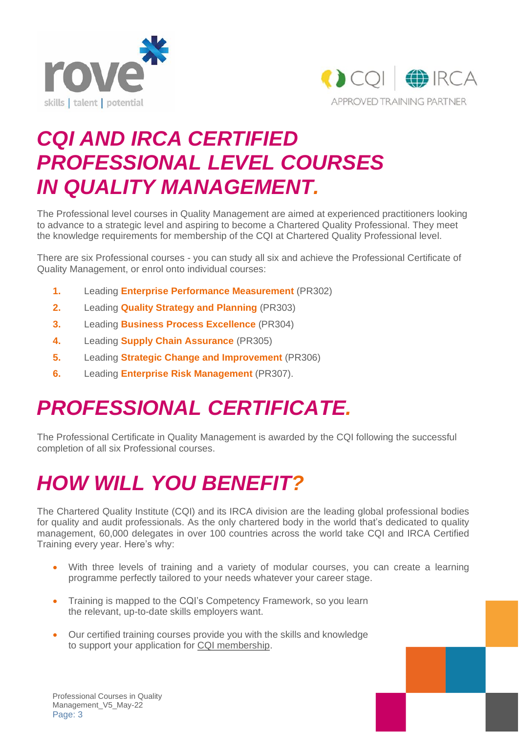# CQI AND IRCA CERTIFIED PROFESSIONAL LEVEL COURSES IN QUALITY MANAGEMENT.

The Professional level courses in Quality Management are aimed at experienced practitioners looking to advance to a strategic level and aspiring to become a Chartered Quality Professional. They meet the knowledge requirements for membership of the CQI at Chartered Quality Professional level.

There are six Professional courses - you can study all six and achieve the Professional Certificate of Quality Management, or enrol onto individual courses:

1. Leading **Enterprise Performance Measurement** (PR302)
2. Leading **Quality Strategy and Planning** (PR303)
3. Leading **Business Process Excellence** (PR304)
4. Leading **Supply Chain Assurance** (PR305)
5. Leading **Strategic Change and Improvement** (PR306)
6. Leading **Enterprise Risk Management** (PR307).

# PROFESSIONAL CERTIFICATE.

The Professional Certificate in Quality Management is awarded by the CQI following the successful completion of all six Professional courses.

# HOW WILL YOU BENEFIT?

The Chartered Quality Institute (CQI) and its IRCA division are the leading global professional bodies for quality and audit professionals. As the only chartered body in the world that's dedicated to quality management, 60,000 delegates in over 100 countries across the world take CQI and IRCA Certified Training every year. Here's why:

- With three levels of training and a variety of modular courses, you can create a learning programme perfectly tailored to your needs whatever your career stage.
- Training is mapped to the CQI's Competency Framework, so you learn the relevant, up-to-date skills employers want.
- Our certified training courses provide you with the skills and knowledge to support your application for CQI membership.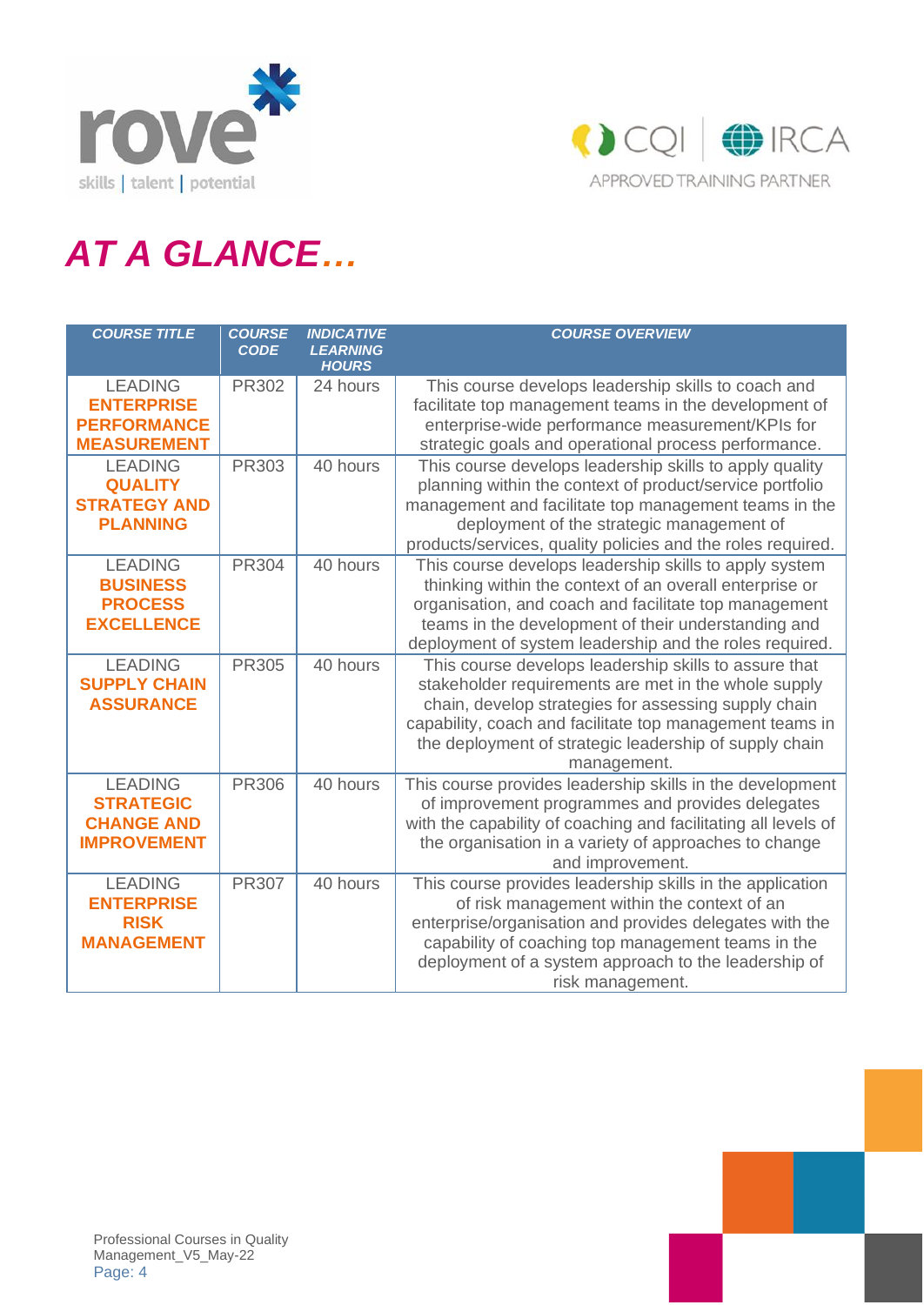# *AT A GLANCE…*

| *COURSE TITLE* | *COURSE CODE* | *INDICATIVE LEARNING HOURS* | *COURSE OVERVIEW* |
|---|---|---|---|
| LEADING **ENTERPRISE PERFORMANCE MEASUREMENT** | PR302 | 24 hours | This course develops leadership skills to coach and facilitate top management teams in the development of enterprise-wide performance measurement/KPIs for strategic goals and operational process performance. |
| LEADING **QUALITY STRATEGY AND PLANNING** | PR303 | 40 hours | This course develops leadership skills to apply quality planning within the context of product/service portfolio management and facilitate top management teams in the deployment of the strategic management of products/services, quality policies and the roles required. |
| LEADING **BUSINESS PROCESS EXCELLENCE** | PR304 | 40 hours | This course develops leadership skills to apply system thinking within the context of an overall enterprise or organisation, and coach and facilitate top management teams in the development of their understanding and deployment of system leadership and the roles required. |
| LEADING **SUPPLY CHAIN ASSURANCE** | PR305 | 40 hours | This course develops leadership skills to assure that stakeholder requirements are met in the whole supply chain, develop strategies for assessing supply chain capability, coach and facilitate top management teams in the deployment of strategic leadership of supply chain management. |
| LEADING **STRATEGIC CHANGE AND IMPROVEMENT** | PR306 | 40 hours | This course provides leadership skills in the development of improvement programmes and provides delegates with the capability of coaching and facilitating all levels of the organisation in a variety of approaches to change and improvement. |
| LEADING **ENTERPRISE RISK MANAGEMENT** | PR307 | 40 hours | This course provides leadership skills in the application of risk management within the context of an enterprise/organisation and provides delegates with the capability of coaching top management teams in the deployment of a system approach to the leadership of risk management. |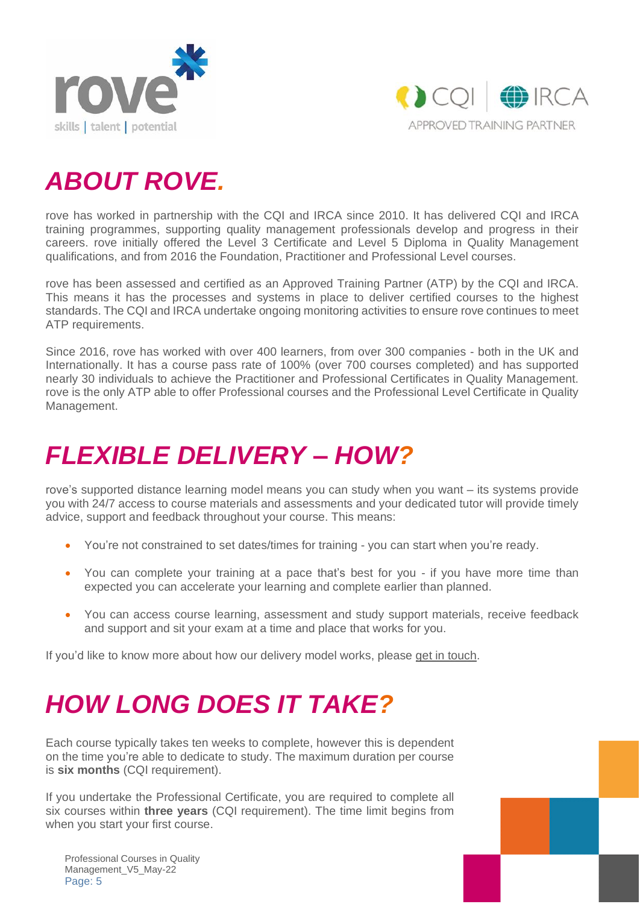# *ABOUT ROVE.*

rove has worked in partnership with the CQI and IRCA since 2010. It has delivered CQI and IRCA training programmes, supporting quality management professionals develop and progress in their careers. rove initially offered the Level 3 Certificate and Level 5 Diploma in Quality Management qualifications, and from 2016 the Foundation, Practitioner and Professional Level courses.

rove has been assessed and certified as an Approved Training Partner (ATP) by the CQI and IRCA. This means it has the processes and systems in place to deliver certified courses to the highest standards. The CQI and IRCA undertake ongoing monitoring activities to ensure rove continues to meet ATP requirements.

Since 2016, rove has worked with over 400 learners, from over 300 companies - both in the UK and Internationally. It has a course pass rate of 100% (over 700 courses completed) and has supported nearly 30 individuals to achieve the Practitioner and Professional Certificates in Quality Management. rove is the only ATP able to offer Professional courses and the Professional Level Certificate in Quality Management.

# *FLEXIBLE DELIVERY – HOW?*

rove's supported distance learning model means you can study when you want – its systems provide you with 24/7 access to course materials and assessments and your dedicated tutor will provide timely advice, support and feedback throughout your course. This means:

- You're not constrained to set dates/times for training - you can start when you're ready.
- You can complete your training at a pace that's best for you - if you have more time than expected you can accelerate your learning and complete earlier than planned.
- You can access course learning, assessment and study support materials, receive feedback and support and sit your exam at a time and place that works for you.

If you'd like to know more about how our delivery model works, please get in touch.

# *HOW LONG DOES IT TAKE?*

Each course typically takes ten weeks to complete, however this is dependent on the time you're able to dedicate to study. The maximum duration per course is **six months** (CQI requirement).

If you undertake the Professional Certificate, you are required to complete all six courses within **three years** (CQI requirement). The time limit begins from when you start your first course.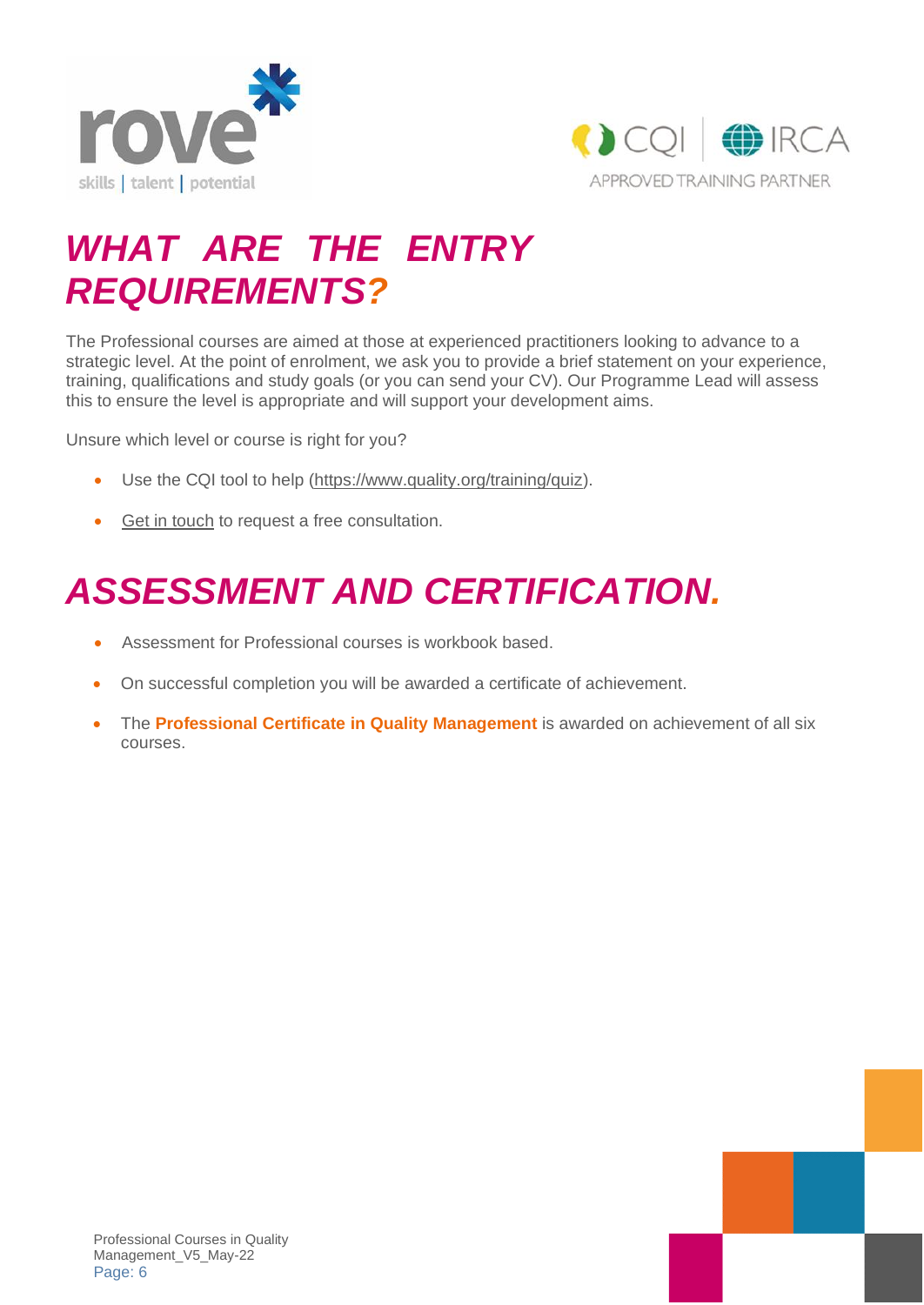# *WHAT ARE THE ENTRY REQUIREMENTS?*

The Professional courses are aimed at those at experienced practitioners looking to advance to a strategic level. At the point of enrolment, we ask you to provide a brief statement on your experience, training, qualifications and study goals (or you can send your CV). Our Programme Lead will assess this to ensure the level is appropriate and will support your development aims.

Unsure which level or course is right for you?

- Use the CQI tool to help (https://www.quality.org/training/quiz).
- Get in touch to request a free consultation.

# *ASSESSMENT AND CERTIFICATION.*

- Assessment for Professional courses is workbook based.
- On successful completion you will be awarded a certificate of achievement.
- The **Professional Certificate in Quality Management** is awarded on achievement of all six courses.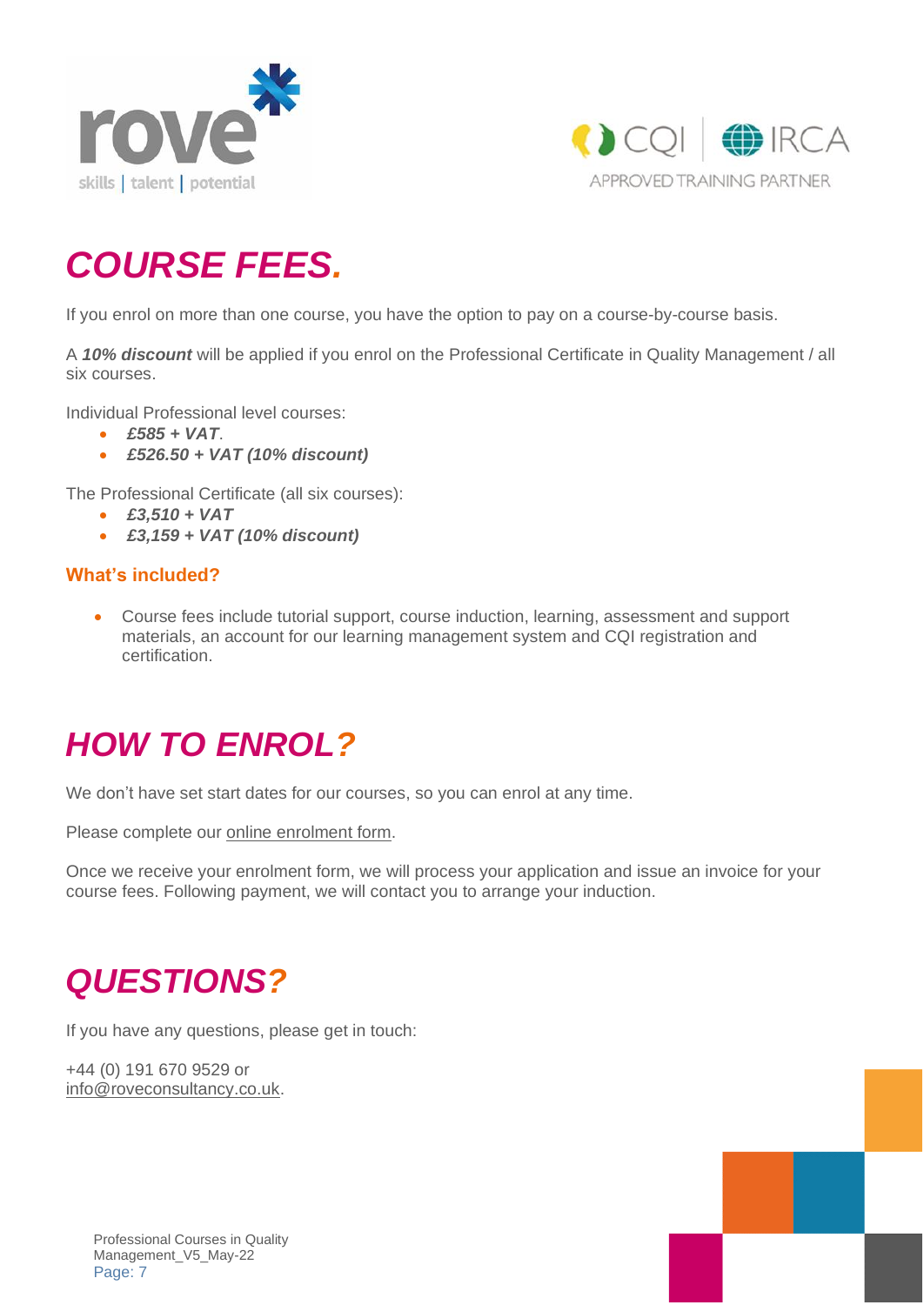# *COURSE FEES.*

If you enrol on more than one course, you have the option to pay on a course-by-course basis.

A ***10% discount*** will be applied if you enrol on the Professional Certificate in Quality Management / all six courses.

Individual Professional level courses:

- ***£585 + VAT***.
- ***£526.50 + VAT (10% discount)***

The Professional Certificate (all six courses):

- ***£3,510 + VAT***
- ***£3,159 + VAT (10% discount)***

### What's included?

- Course fees include tutorial support, course induction, learning, assessment and support materials, an account for our learning management system and CQI registration and certification.

# *HOW TO ENROL?*

We don't have set start dates for our courses, so you can enrol at any time.

Please complete our online enrolment form.

Once we receive your enrolment form, we will process your application and issue an invoice for your course fees. Following payment, we will contact you to arrange your induction.

# *QUESTIONS?*

If you have any questions, please get in touch:

+44 (0) 191 670 9529 or
info@roveconsultancy.co.uk.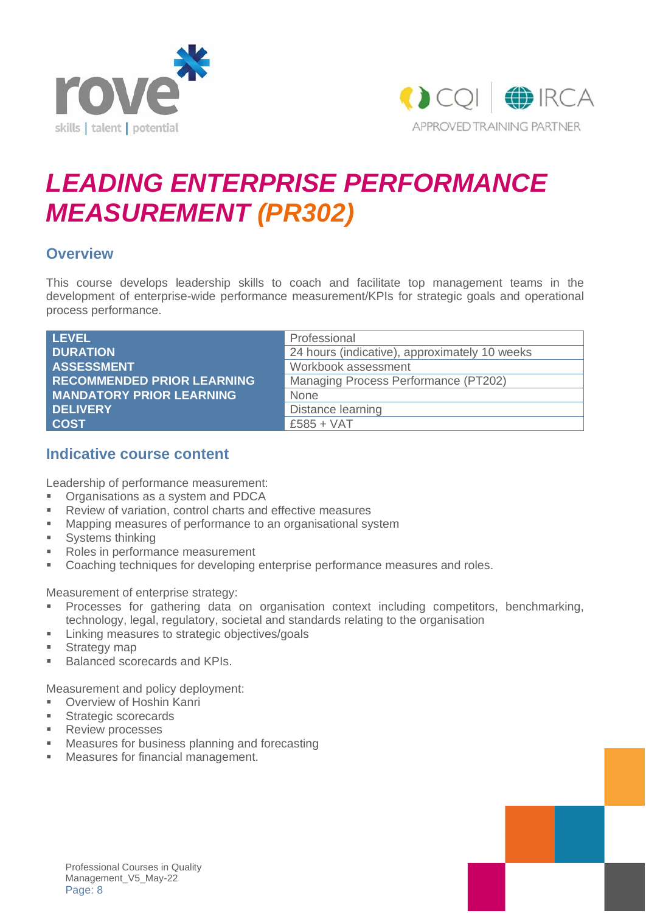# LEADING ENTERPRISE PERFORMANCE MEASUREMENT (PR302)

## Overview

This course develops leadership skills to coach and facilitate top management teams in the development of enterprise-wide performance measurement/KPIs for strategic goals and operational process performance.

| | |
|---|---|
| **LEVEL** | Professional |
| **DURATION** | 24 hours (indicative), approximately 10 weeks |
| **ASSESSMENT** | Workbook assessment |
| **RECOMMENDED PRIOR LEARNING** | Managing Process Performance (PT202) |
| **MANDATORY PRIOR LEARNING** | None |
| **DELIVERY** | Distance learning |
| **COST** | £585 + VAT |

## Indicative course content

Leadership of performance measurement:

- Organisations as a system and PDCA
- Review of variation, control charts and effective measures
- Mapping measures of performance to an organisational system
- Systems thinking
- Roles in performance measurement
- Coaching techniques for developing enterprise performance measures and roles.

Measurement of enterprise strategy:

- Processes for gathering data on organisation context including competitors, benchmarking, technology, legal, regulatory, societal and standards relating to the organisation
- Linking measures to strategic objectives/goals
- Strategy map
- Balanced scorecards and KPIs.

Measurement and policy deployment:

- Overview of Hoshin Kanri
- Strategic scorecards
- Review processes
- Measures for business planning and forecasting
- Measures for financial management.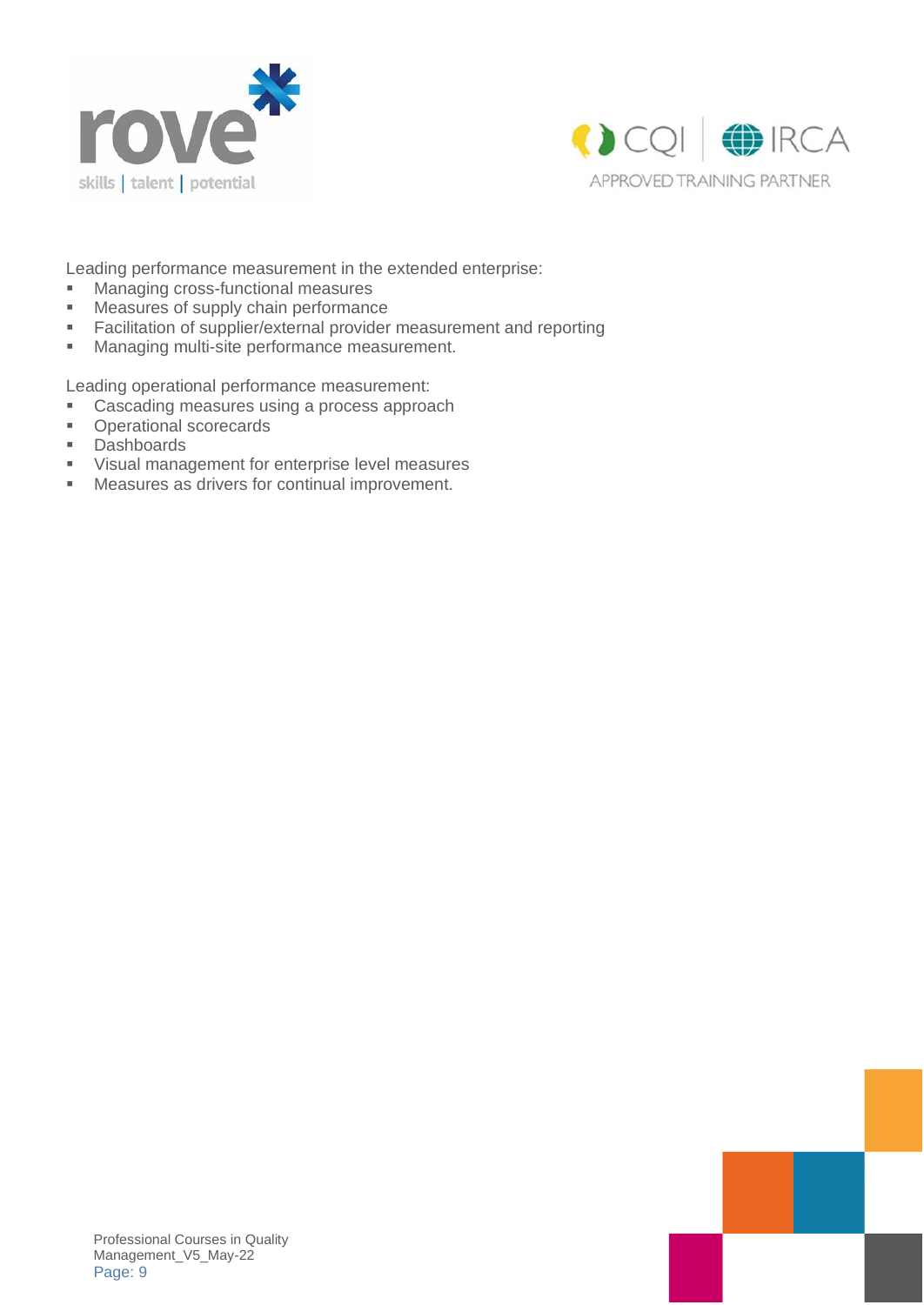Leading performance measurement in the extended enterprise:

- Managing cross-functional measures
- Measures of supply chain performance
- Facilitation of supplier/external provider measurement and reporting
- Managing multi-site performance measurement.

Leading operational performance measurement:

- Cascading measures using a process approach
- Operational scorecards
- Dashboards
- Visual management for enterprise level measures
- Measures as drivers for continual improvement.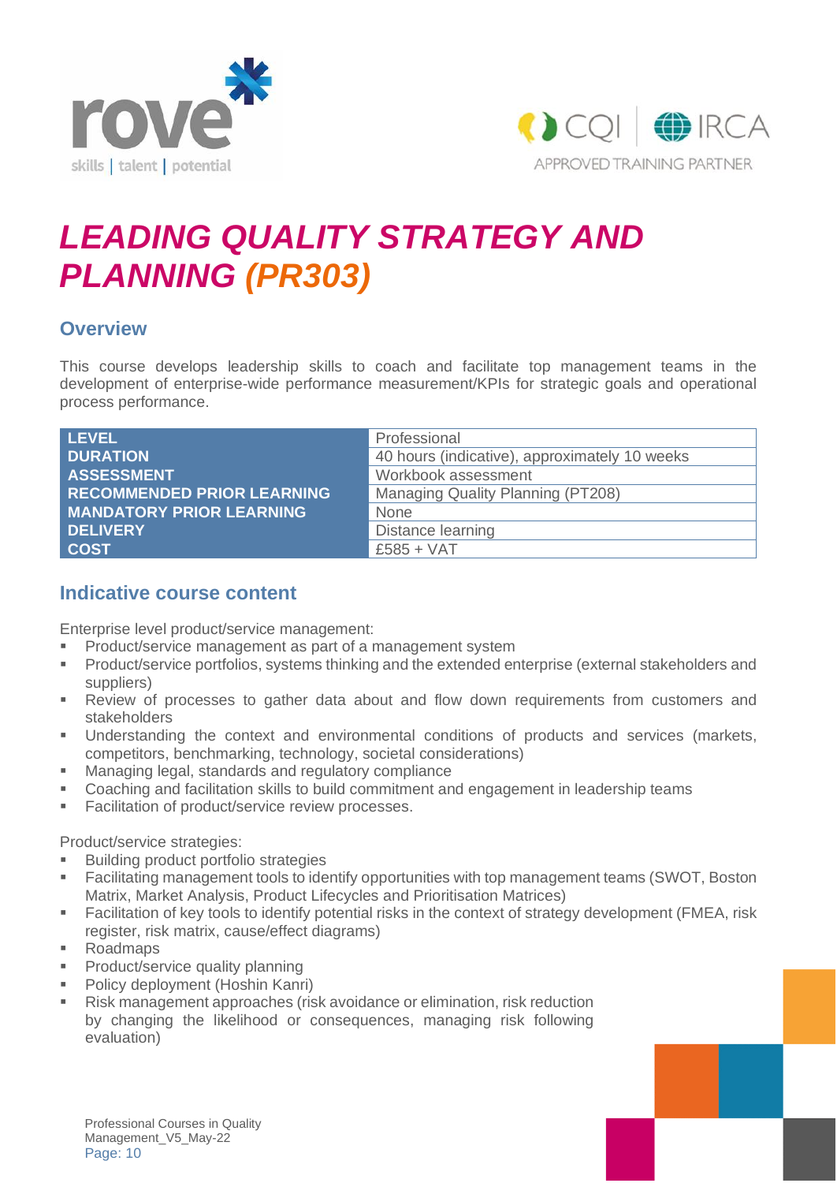# *LEADING QUALITY STRATEGY AND PLANNING (PR303)*

## Overview

This course develops leadership skills to coach and facilitate top management teams in the development of enterprise-wide performance measurement/KPIs for strategic goals and operational process performance.

| | |
|---|---|
| **LEVEL** | Professional |
| **DURATION** | 40 hours (indicative), approximately 10 weeks |
| **ASSESSMENT** | Workbook assessment |
| **RECOMMENDED PRIOR LEARNING** | Managing Quality Planning (PT208) |
| **MANDATORY PRIOR LEARNING** | None |
| **DELIVERY** | Distance learning |
| **COST** | £585 + VAT |

## Indicative course content

Enterprise level product/service management:

- Product/service management as part of a management system
- Product/service portfolios, systems thinking and the extended enterprise (external stakeholders and suppliers)
- Review of processes to gather data about and flow down requirements from customers and stakeholders
- Understanding the context and environmental conditions of products and services (markets, competitors, benchmarking, technology, societal considerations)
- Managing legal, standards and regulatory compliance
- Coaching and facilitation skills to build commitment and engagement in leadership teams
- Facilitation of product/service review processes.

Product/service strategies:

- Building product portfolio strategies
- Facilitating management tools to identify opportunities with top management teams (SWOT, Boston Matrix, Market Analysis, Product Lifecycles and Prioritisation Matrices)
- Facilitation of key tools to identify potential risks in the context of strategy development (FMEA, risk register, risk matrix, cause/effect diagrams)
- Roadmaps
- Product/service quality planning
- Policy deployment (Hoshin Kanri)
- Risk management approaches (risk avoidance or elimination, risk reduction by changing the likelihood or consequences, managing risk following evaluation)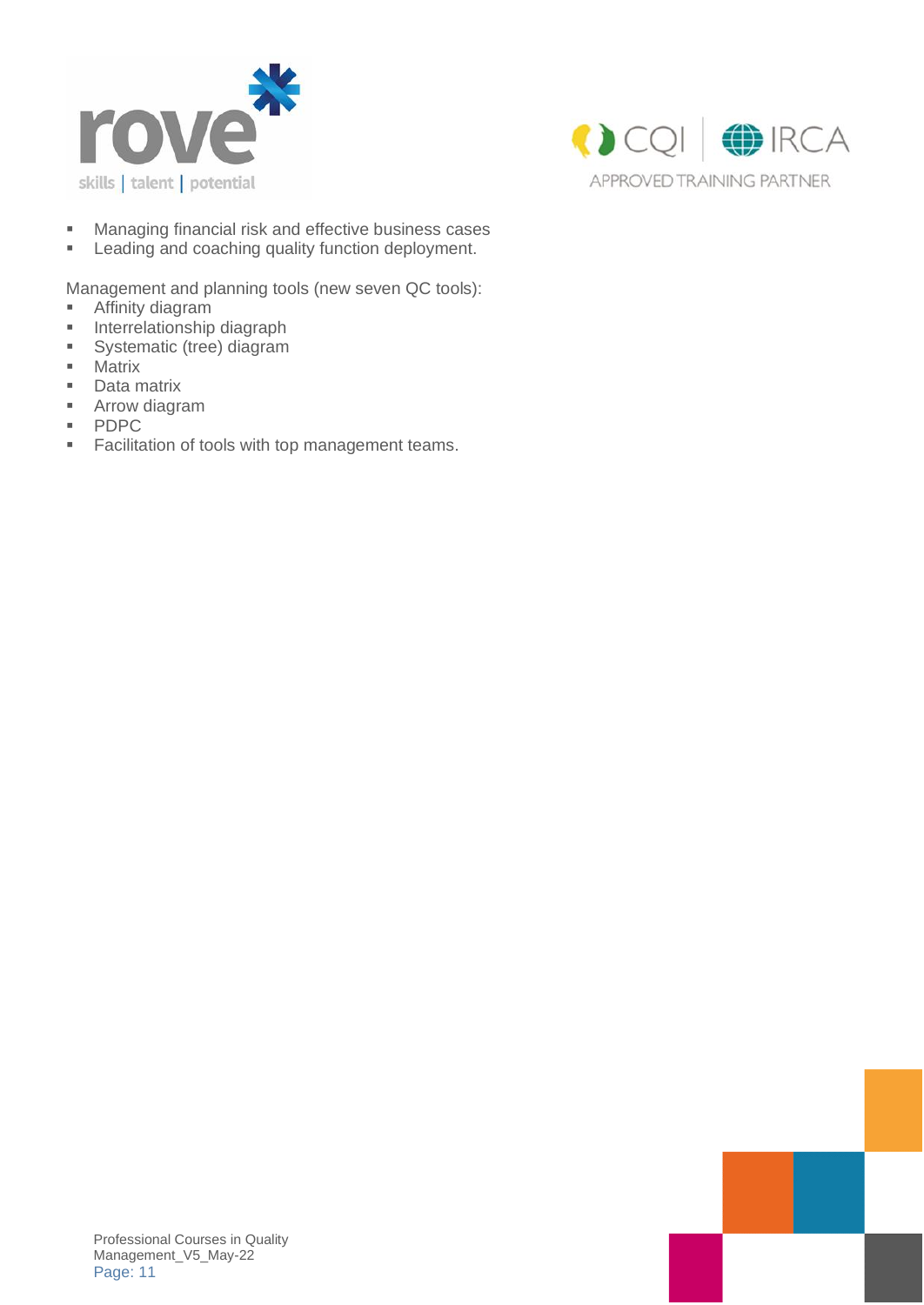- Managing financial risk and effective business cases
- Leading and coaching quality function deployment.

Management and planning tools (new seven QC tools):

- Affinity diagram
- Interrelationship diagraph
- Systematic (tree) diagram
- Matrix
- Data matrix
- Arrow diagram
- PDPC
- Facilitation of tools with top management teams.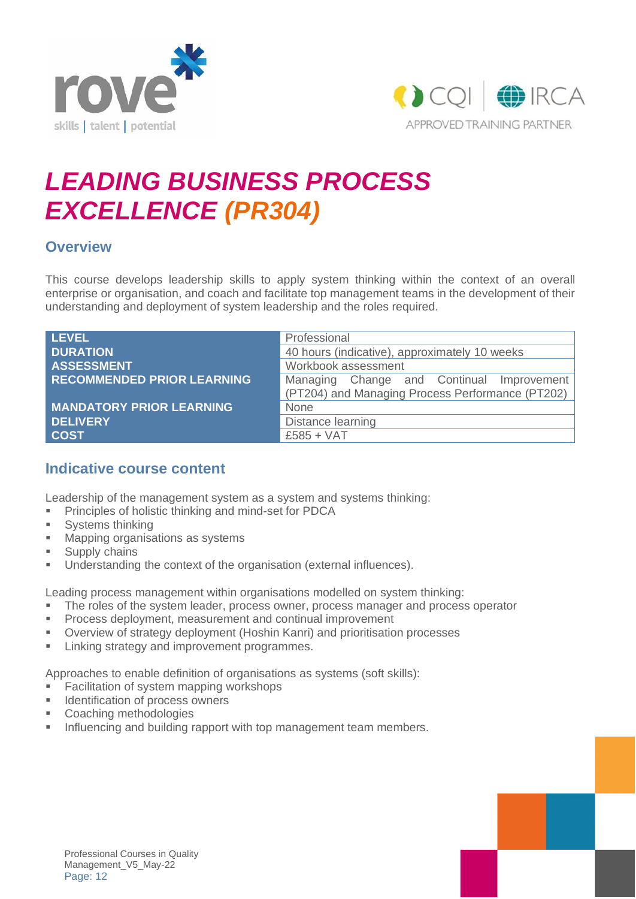# *LEADING BUSINESS PROCESS EXCELLENCE (PR304)*

## Overview

This course develops leadership skills to apply system thinking within the context of an overall enterprise or organisation, and coach and facilitate top management teams in the development of their understanding and deployment of system leadership and the roles required.

| | |
|---|---|
| **LEVEL** | Professional |
| **DURATION** | 40 hours (indicative), approximately 10 weeks |
| **ASSESSMENT** | Workbook assessment |
| **RECOMMENDED PRIOR LEARNING** | Managing Change and Continual Improvement (PT204) and Managing Process Performance (PT202) |
| **MANDATORY PRIOR LEARNING** | None |
| **DELIVERY** | Distance learning |
| **COST** | £585 + VAT |

## Indicative course content

Leadership of the management system as a system and systems thinking:

- Principles of holistic thinking and mind-set for PDCA
- Systems thinking
- Mapping organisations as systems
- Supply chains
- Understanding the context of the organisation (external influences).

Leading process management within organisations modelled on system thinking:

- The roles of the system leader, process owner, process manager and process operator
- Process deployment, measurement and continual improvement
- Overview of strategy deployment (Hoshin Kanri) and prioritisation processes
- Linking strategy and improvement programmes.

Approaches to enable definition of organisations as systems (soft skills):

- Facilitation of system mapping workshops
- Identification of process owners
- Coaching methodologies
- Influencing and building rapport with top management team members.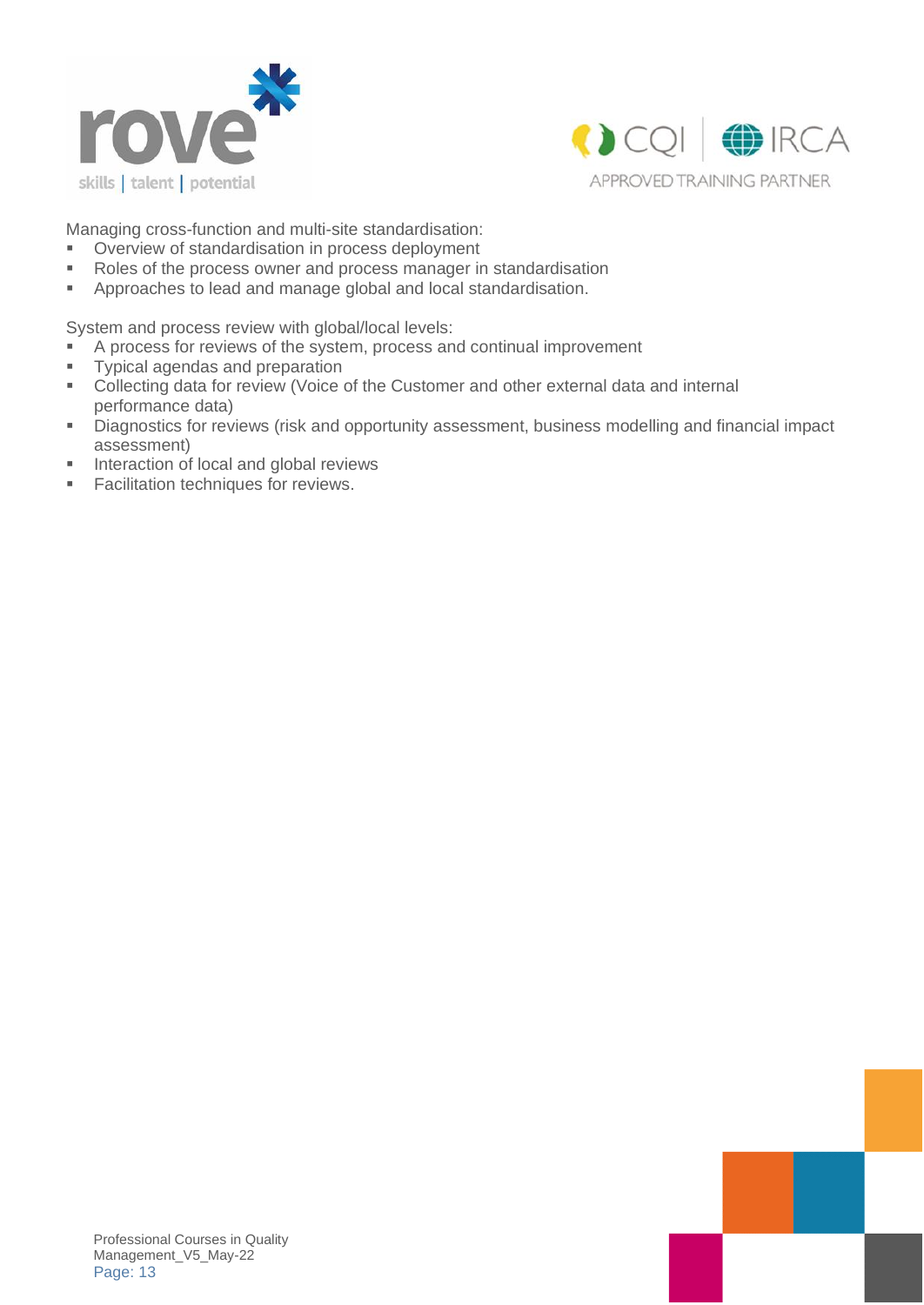Managing cross-function and multi-site standardisation:

- Overview of standardisation in process deployment
- Roles of the process owner and process manager in standardisation
- Approaches to lead and manage global and local standardisation.

System and process review with global/local levels:

- A process for reviews of the system, process and continual improvement
- Typical agendas and preparation
- Collecting data for review (Voice of the Customer and other external data and internal performance data)
- Diagnostics for reviews (risk and opportunity assessment, business modelling and financial impact assessment)
- Interaction of local and global reviews
- Facilitation techniques for reviews.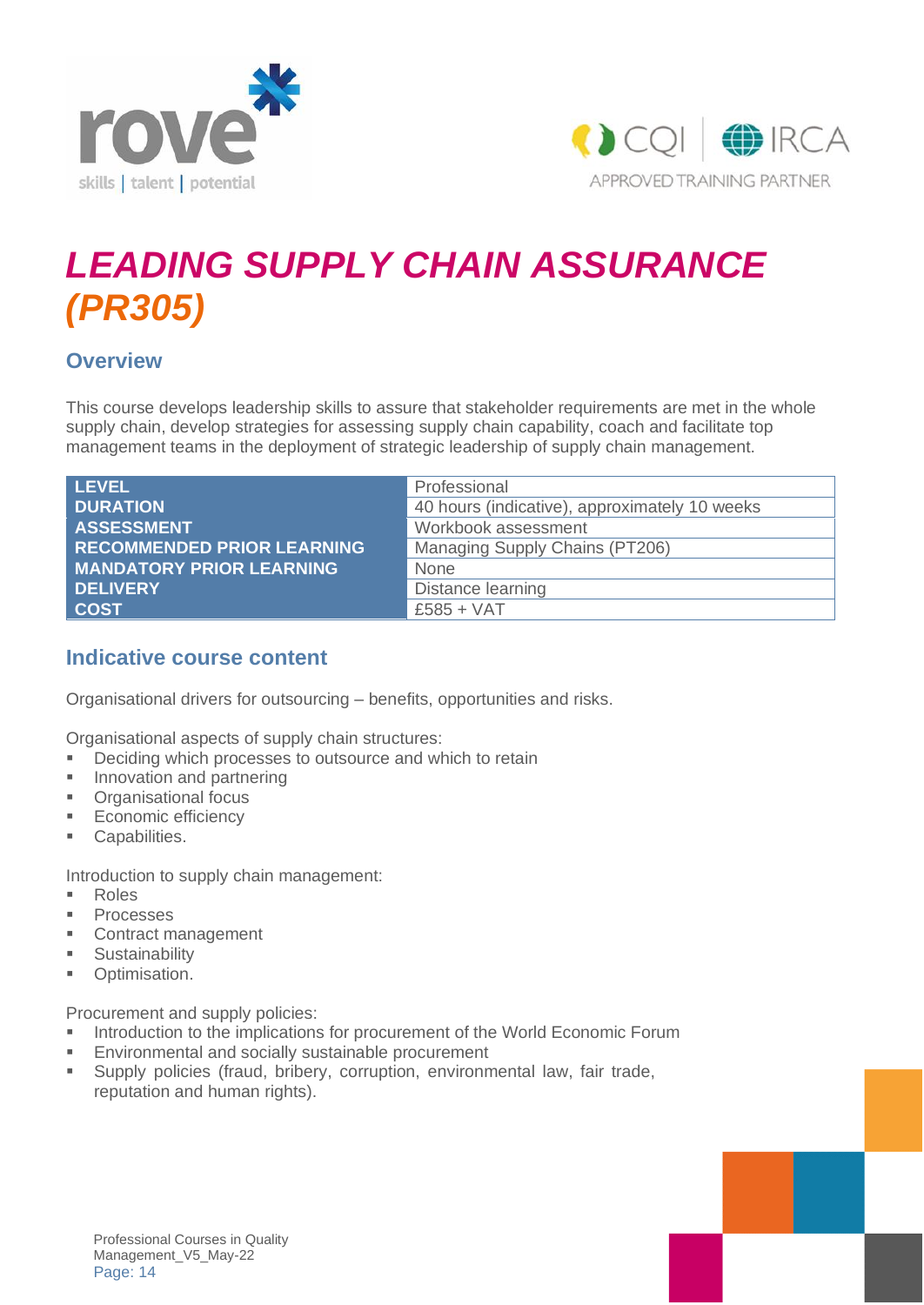# LEADING SUPPLY CHAIN ASSURANCE (PR305)

## Overview

This course develops leadership skills to assure that stakeholder requirements are met in the whole supply chain, develop strategies for assessing supply chain capability, coach and facilitate top management teams in the deployment of strategic leadership of supply chain management.

| | |
|---|---|
| **LEVEL** | Professional |
| **DURATION** | 40 hours (indicative), approximately 10 weeks |
| **ASSESSMENT** | Workbook assessment |
| **RECOMMENDED PRIOR LEARNING** | Managing Supply Chains (PT206) |
| **MANDATORY PRIOR LEARNING** | None |
| **DELIVERY** | Distance learning |
| **COST** | £585 + VAT |

## Indicative course content

Organisational drivers for outsourcing – benefits, opportunities and risks.

Organisational aspects of supply chain structures:

- Deciding which processes to outsource and which to retain
- Innovation and partnering
- Organisational focus
- Economic efficiency
- Capabilities.

Introduction to supply chain management:

- Roles
- Processes
- Contract management
- Sustainability
- Optimisation.

Procurement and supply policies:

- Introduction to the implications for procurement of the World Economic Forum
- Environmental and socially sustainable procurement
- Supply policies (fraud, bribery, corruption, environmental law, fair trade, reputation and human rights).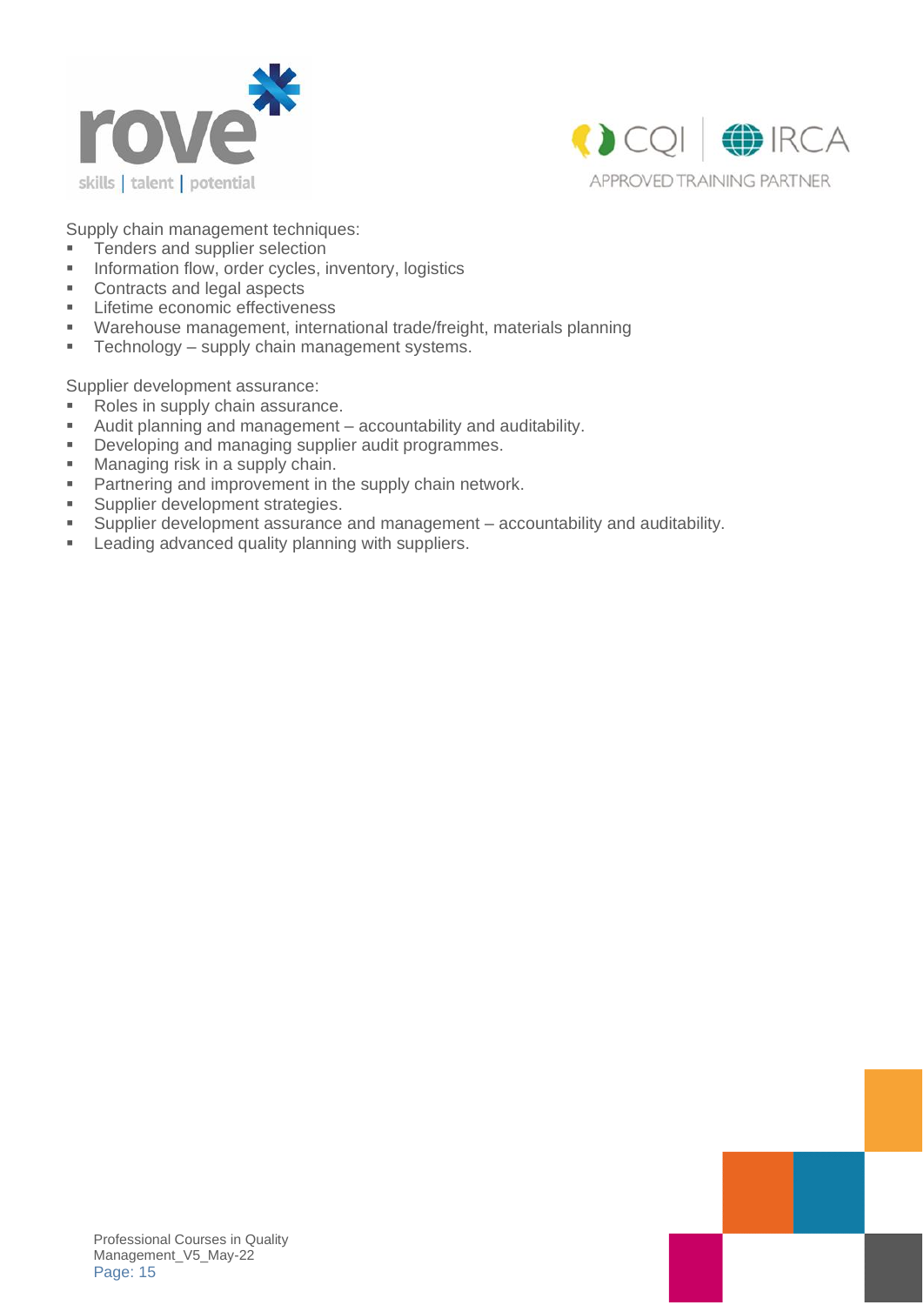Supply chain management techniques:

- Tenders and supplier selection
- Information flow, order cycles, inventory, logistics
- Contracts and legal aspects
- Lifetime economic effectiveness
- Warehouse management, international trade/freight, materials planning
- Technology – supply chain management systems.

Supplier development assurance:

- Roles in supply chain assurance.
- Audit planning and management – accountability and auditability.
- Developing and managing supplier audit programmes.
- Managing risk in a supply chain.
- Partnering and improvement in the supply chain network.
- Supplier development strategies.
- Supplier development assurance and management – accountability and auditability.
- Leading advanced quality planning with suppliers.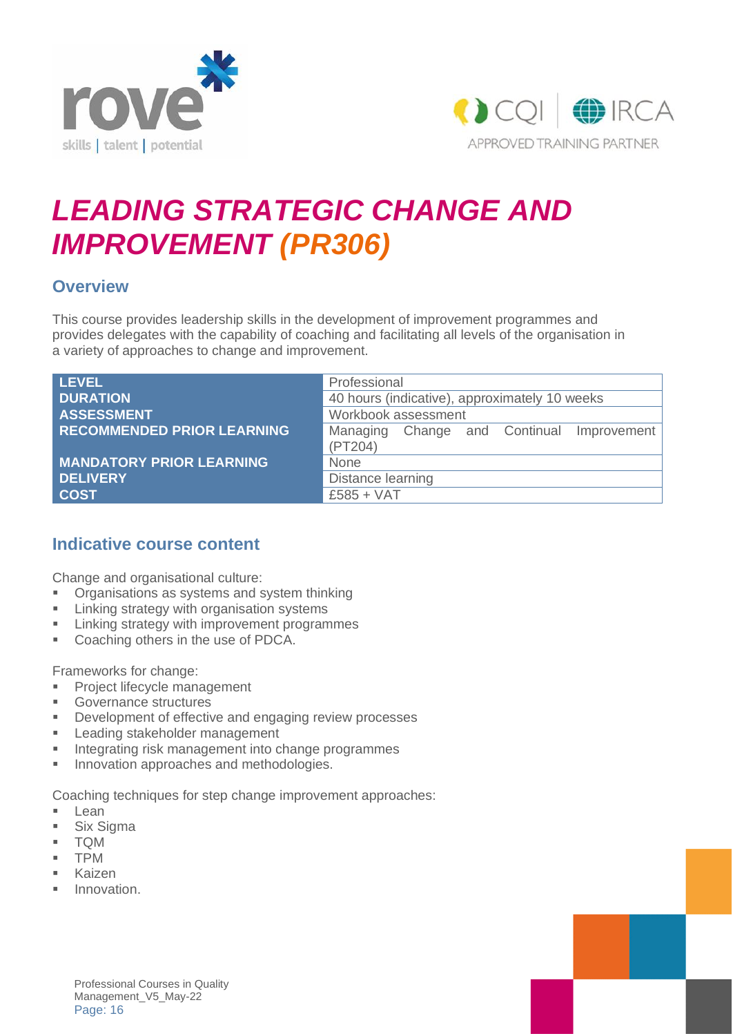# LEADING STRATEGIC CHANGE AND IMPROVEMENT (PR306)

## Overview

This course provides leadership skills in the development of improvement programmes and provides delegates with the capability of coaching and facilitating all levels of the organisation in a variety of approaches to change and improvement.

| | |
|---|---|
| **LEVEL** | Professional |
| **DURATION** | 40 hours (indicative), approximately 10 weeks |
| **ASSESSMENT** | Workbook assessment |
| **RECOMMENDED PRIOR LEARNING** | Managing Change and Continual Improvement (PT204) |
| **MANDATORY PRIOR LEARNING** | None |
| **DELIVERY** | Distance learning |
| **COST** | £585 + VAT |

## Indicative course content

Change and organisational culture:

- Organisations as systems and system thinking
- Linking strategy with organisation systems
- Linking strategy with improvement programmes
- Coaching others in the use of PDCA.

Frameworks for change:

- Project lifecycle management
- Governance structures
- Development of effective and engaging review processes
- Leading stakeholder management
- Integrating risk management into change programmes
- Innovation approaches and methodologies.

Coaching techniques for step change improvement approaches:

- Lean
- Six Sigma
- TQM
- TPM
- Kaizen
- Innovation.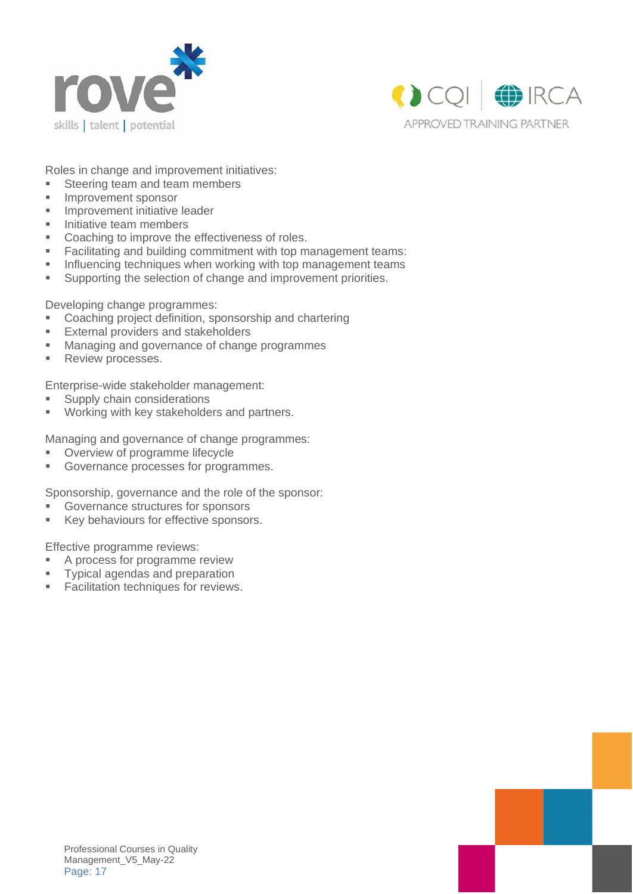Roles in change and improvement initiatives:

- Steering team and team members
- Improvement sponsor
- Improvement initiative leader
- Initiative team members
- Coaching to improve the effectiveness of roles.
- Facilitating and building commitment with top management teams:
- Influencing techniques when working with top management teams
- Supporting the selection of change and improvement priorities.

Developing change programmes:

- Coaching project definition, sponsorship and chartering
- External providers and stakeholders
- Managing and governance of change programmes
- Review processes.

Enterprise-wide stakeholder management:

- Supply chain considerations
- Working with key stakeholders and partners.

Managing and governance of change programmes:

- Overview of programme lifecycle
- Governance processes for programmes.

Sponsorship, governance and the role of the sponsor:

- Governance structures for sponsors
- Key behaviours for effective sponsors.

Effective programme reviews:

- A process for programme review
- Typical agendas and preparation
- Facilitation techniques for reviews.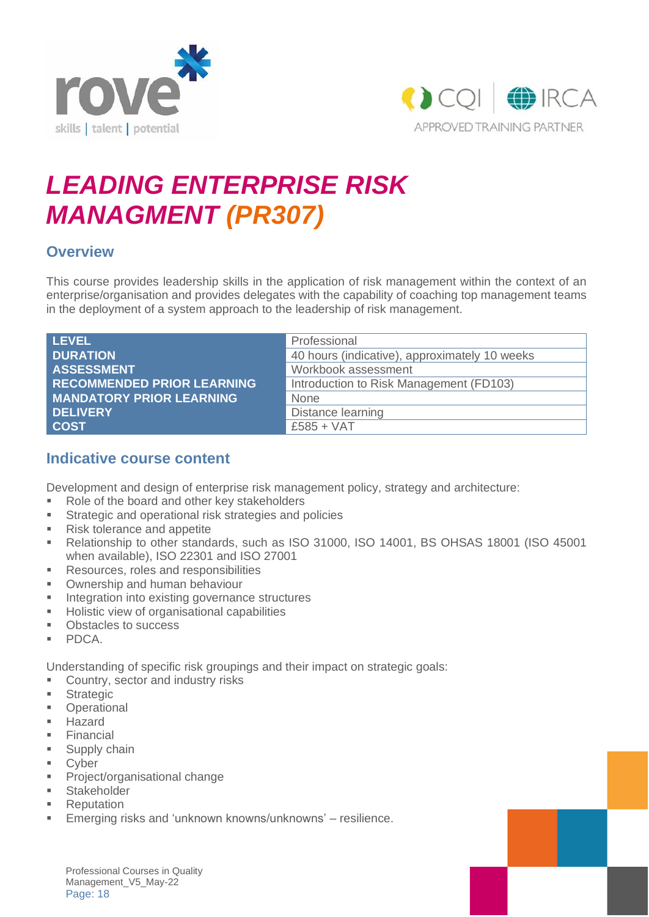# *LEADING ENTERPRISE RISK MANAGMENT (PR307)*

## Overview

This course provides leadership skills in the application of risk management within the context of an enterprise/organisation and provides delegates with the capability of coaching top management teams in the deployment of a system approach to the leadership of risk management.

| | |
|---|---|
| **LEVEL** | Professional |
| **DURATION** | 40 hours (indicative), approximately 10 weeks |
| **ASSESSMENT** | Workbook assessment |
| **RECOMMENDED PRIOR LEARNING** | Introduction to Risk Management (FD103) |
| **MANDATORY PRIOR LEARNING** | None |
| **DELIVERY** | Distance learning |
| **COST** | £585 + VAT |

## Indicative course content

Development and design of enterprise risk management policy, strategy and architecture:

- Role of the board and other key stakeholders
- Strategic and operational risk strategies and policies
- Risk tolerance and appetite
- Relationship to other standards, such as ISO 31000, ISO 14001, BS OHSAS 18001 (ISO 45001 when available), ISO 22301 and ISO 27001
- Resources, roles and responsibilities
- Ownership and human behaviour
- Integration into existing governance structures
- Holistic view of organisational capabilities
- Obstacles to success
- PDCA.

Understanding of specific risk groupings and their impact on strategic goals:

- Country, sector and industry risks
- Strategic
- Operational
- Hazard
- Financial
- Supply chain
- Cyber
- Project/organisational change
- Stakeholder
- Reputation
- Emerging risks and 'unknown knowns/unknowns' – resilience.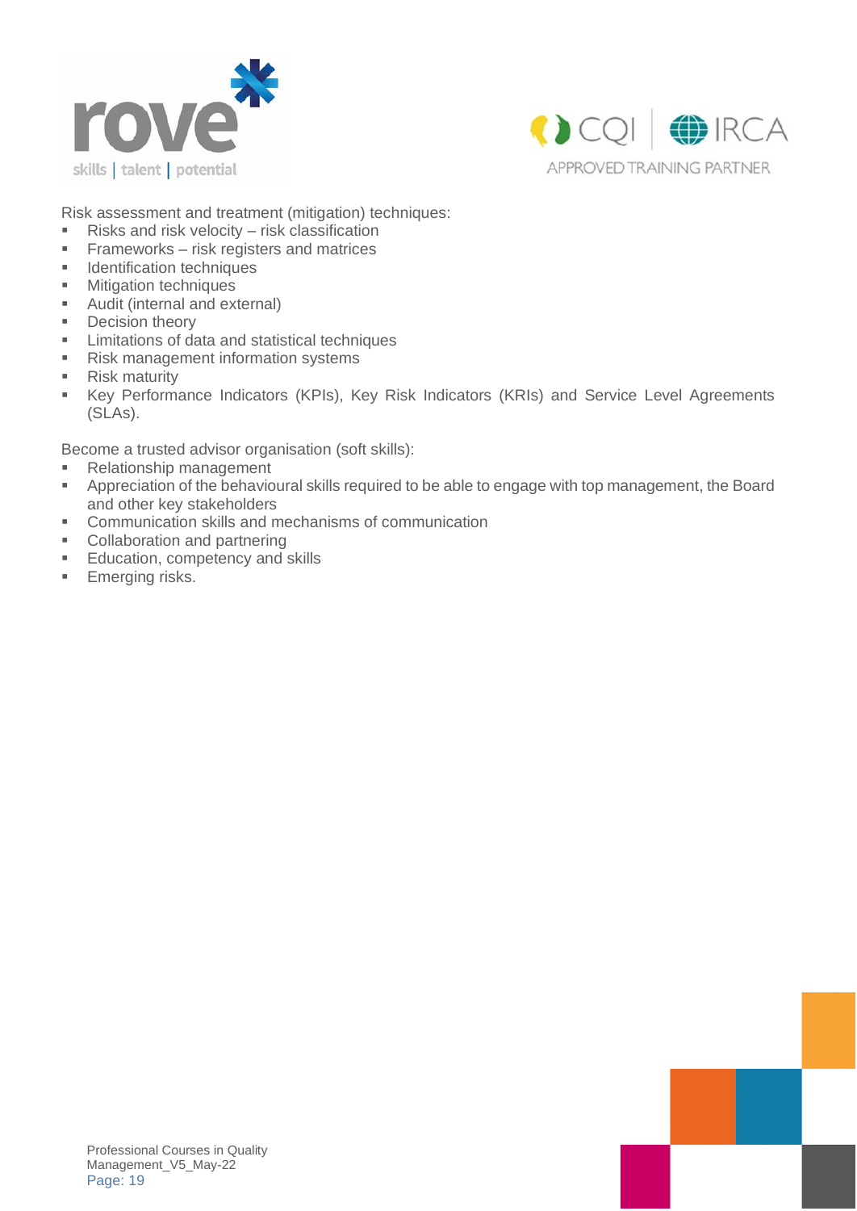Risk assessment and treatment (mitigation) techniques:

- Risks and risk velocity – risk classification
- Frameworks – risk registers and matrices
- Identification techniques
- Mitigation techniques
- Audit (internal and external)
- Decision theory
- Limitations of data and statistical techniques
- Risk management information systems
- Risk maturity
- Key Performance Indicators (KPIs), Key Risk Indicators (KRIs) and Service Level Agreements (SLAs).

Become a trusted advisor organisation (soft skills):

- Relationship management
- Appreciation of the behavioural skills required to be able to engage with top management, the Board and other key stakeholders
- Communication skills and mechanisms of communication
- Collaboration and partnering
- Education, competency and skills
- Emerging risks.